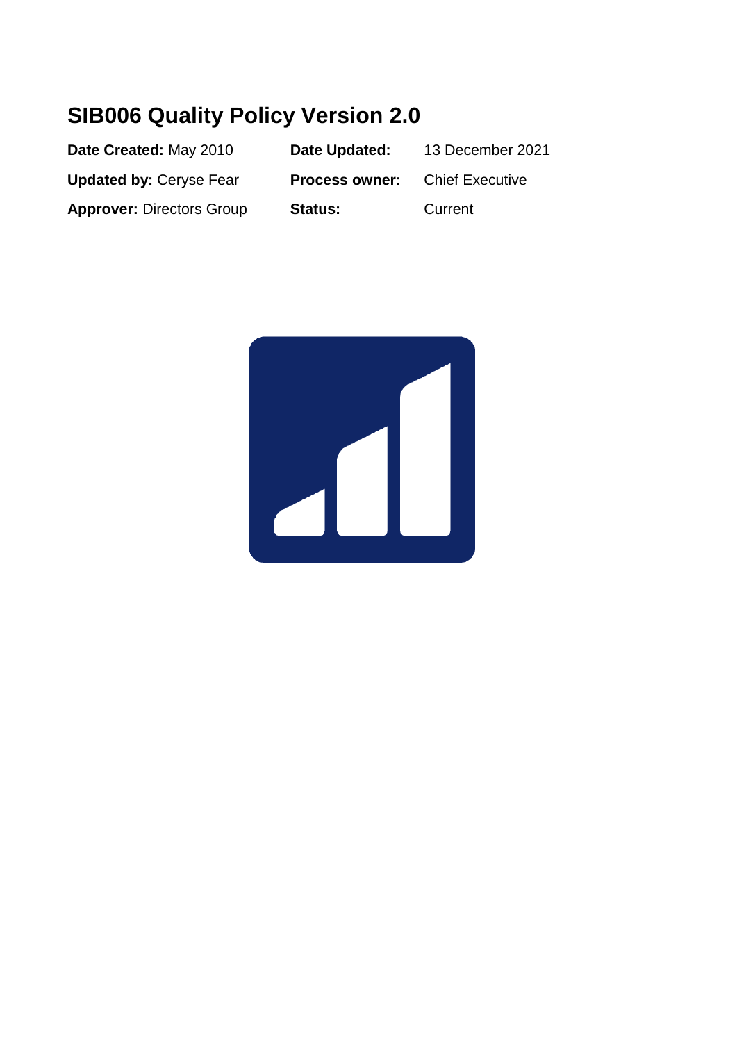# SIB006 Quality Policy Version 2.0

| | | | |
|---|---|---|---|
| **Date Created:** May 2010 | | **Date Updated:** | 13 December 2021 |
| **Updated by:** Ceryse Fear | | **Process owner:** | Chief Executive |
| **Approver:** Directors Group | | **Status:** | Current |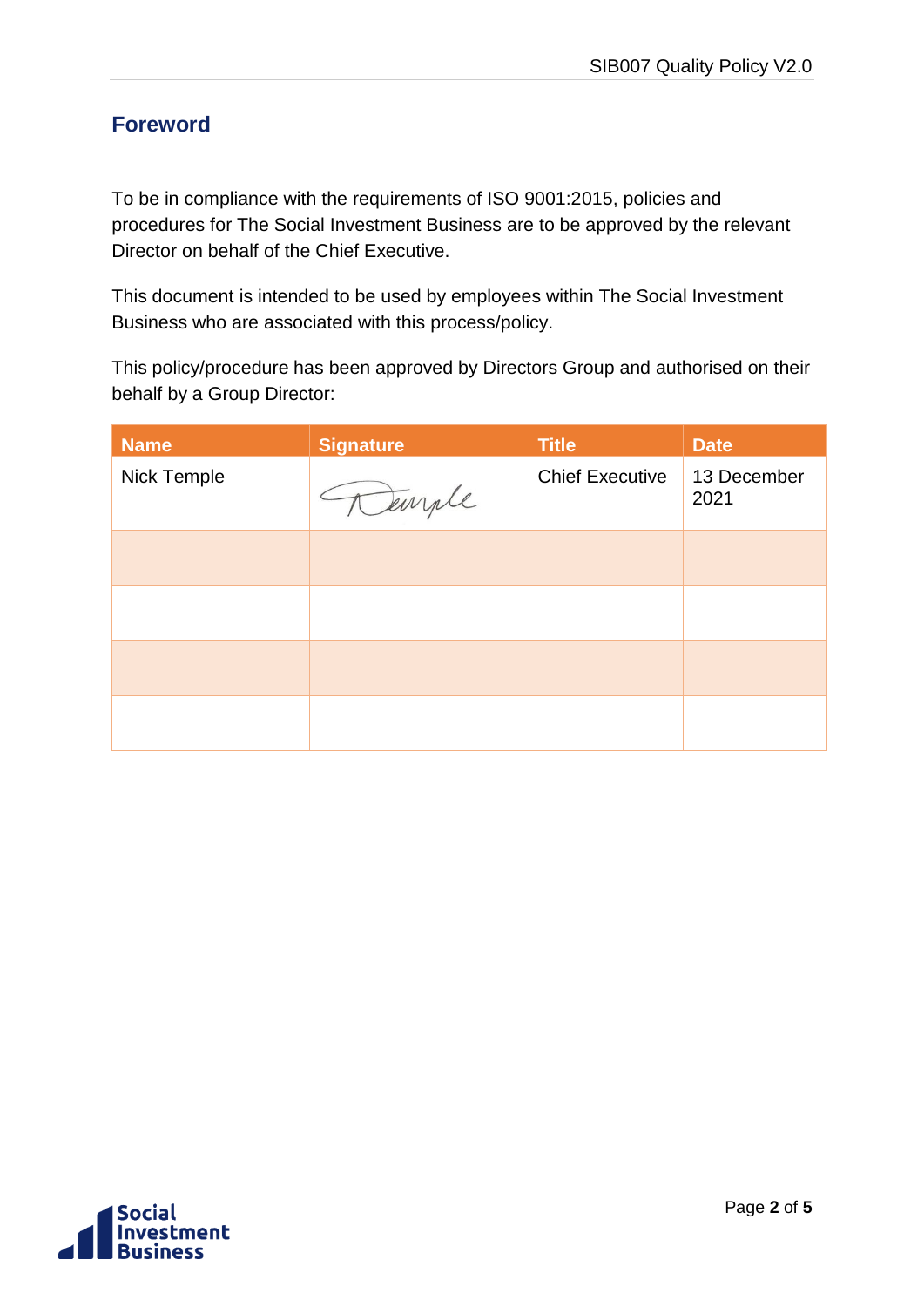## Foreword

To be in compliance with the requirements of ISO 9001:2015, policies and procedures for The Social Investment Business are to be approved by the relevant Director on behalf of the Chief Executive.

This document is intended to be used by employees within The Social Investment Business who are associated with this process/policy.

This policy/procedure has been approved by Directors Group and authorised on their behalf by a Group Director:

| Name | Signature | Title | Date |
| --- | --- | --- | --- |
| Nick Temple | Temple | Chief Executive | 13 December 2021 |
| | | | |
| | | | |
| | | | |
| | | | |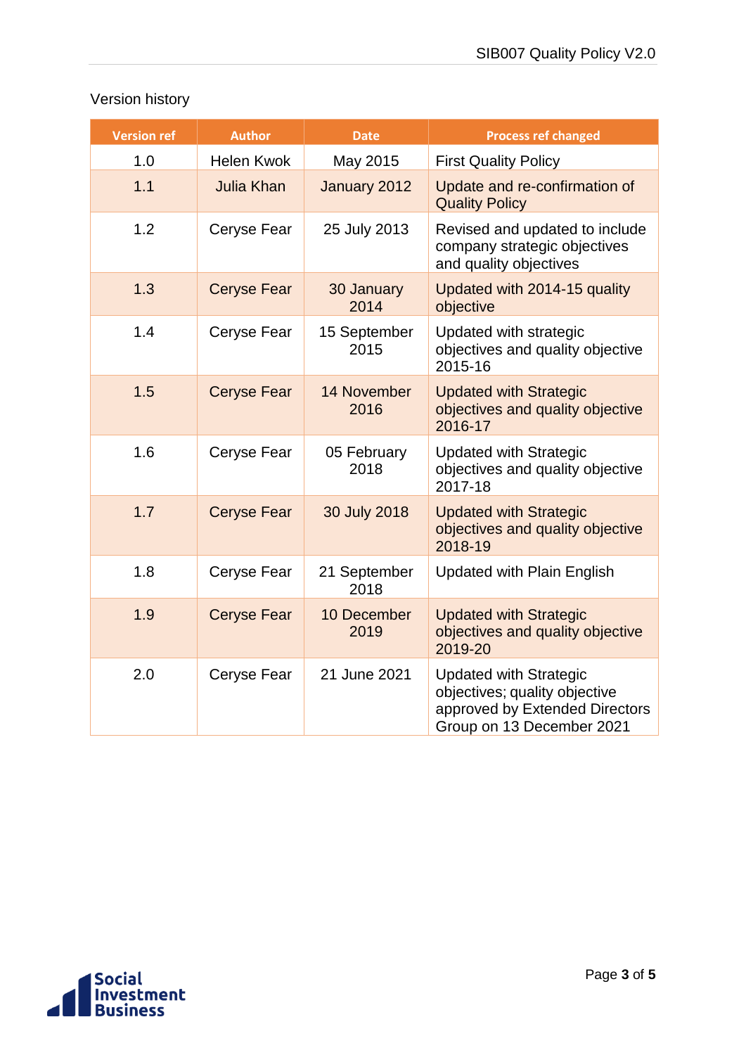Version history

| Version ref | Author | Date | Process ref changed |
| --- | --- | --- | --- |
| 1.0 | Helen Kwok | May 2015 | First Quality Policy |
| 1.1 | Julia Khan | January 2012 | Update and re-confirmation of Quality Policy |
| 1.2 | Ceryse Fear | 25 July 2013 | Revised and updated to include company strategic objectives and quality objectives |
| 1.3 | Ceryse Fear | 30 January 2014 | Updated with 2014-15 quality objective |
| 1.4 | Ceryse Fear | 15 September 2015 | Updated with strategic objectives and quality objective 2015-16 |
| 1.5 | Ceryse Fear | 14 November 2016 | Updated with Strategic objectives and quality objective 2016-17 |
| 1.6 | Ceryse Fear | 05 February 2018 | Updated with Strategic objectives and quality objective 2017-18 |
| 1.7 | Ceryse Fear | 30 July 2018 | Updated with Strategic objectives and quality objective 2018-19 |
| 1.8 | Ceryse Fear | 21 September 2018 | Updated with Plain English |
| 1.9 | Ceryse Fear | 10 December 2019 | Updated with Strategic objectives and quality objective 2019-20 |
| 2.0 | Ceryse Fear | 21 June 2021 | Updated with Strategic objectives; quality objective approved by Extended Directors Group on 13 December 2021 |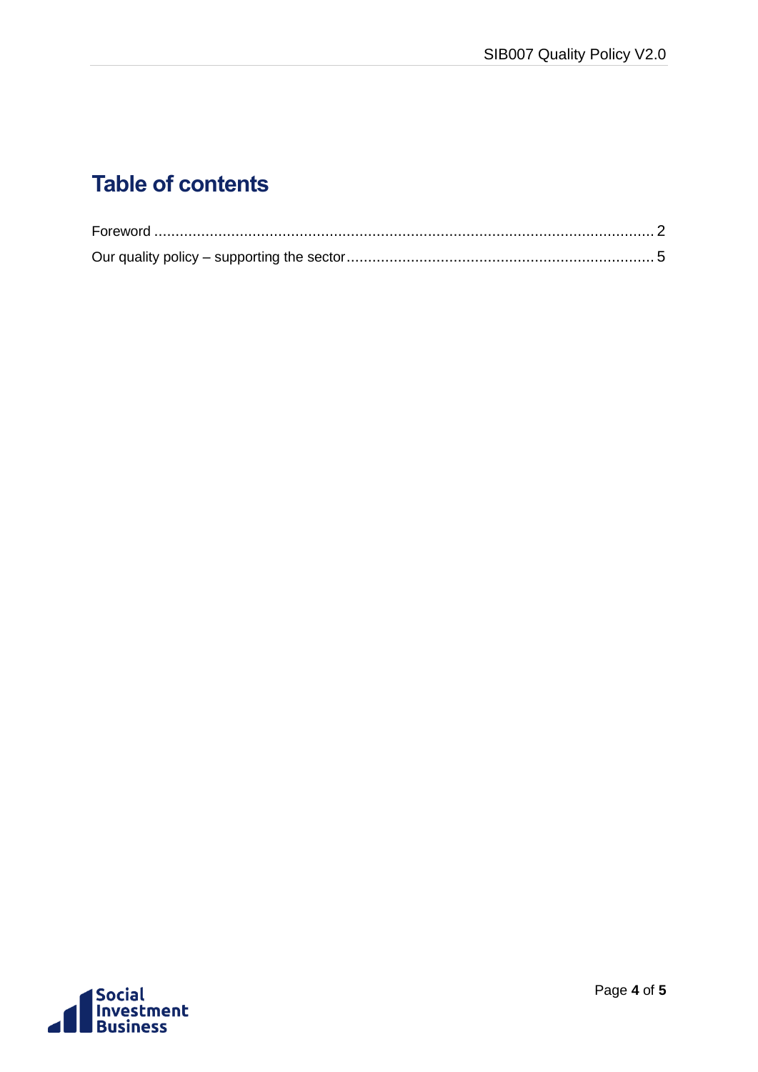# Table of contents

Foreword ........................................................................................................................ 2

Our quality policy – supporting the sector ........................................................................ 5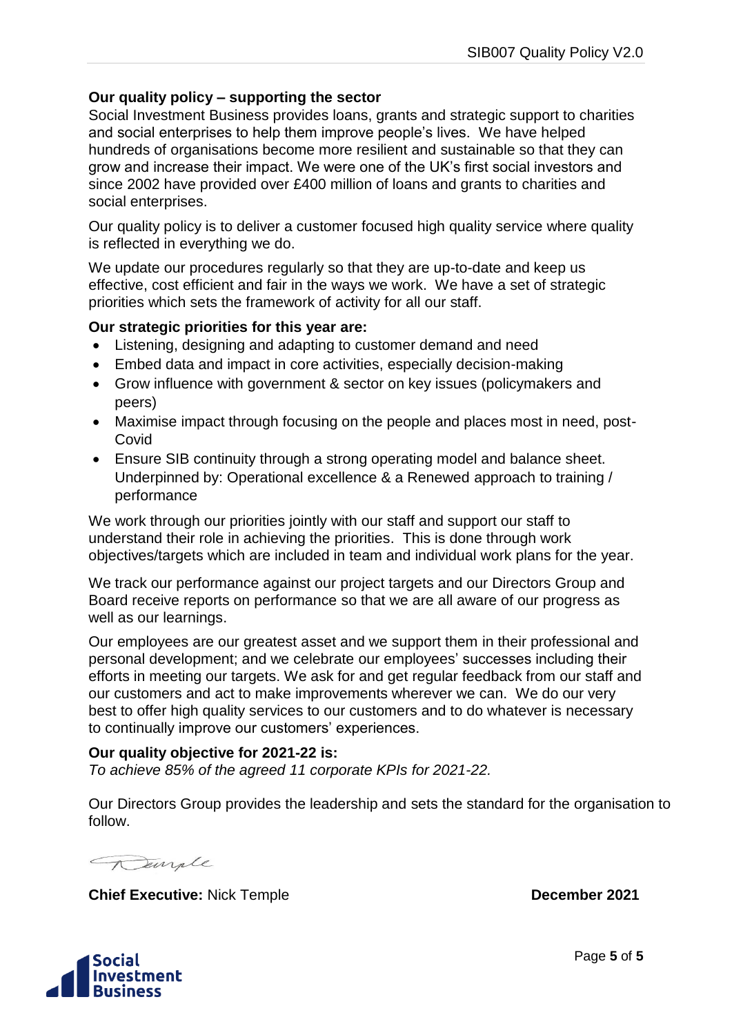**Our quality policy – supporting the sector**

Social Investment Business provides loans, grants and strategic support to charities and social enterprises to help them improve people's lives. We have helped hundreds of organisations become more resilient and sustainable so that they can grow and increase their impact. We were one of the UK's first social investors and since 2002 have provided over £400 million of loans and grants to charities and social enterprises.

Our quality policy is to deliver a customer focused high quality service where quality is reflected in everything we do.

We update our procedures regularly so that they are up-to-date and keep us effective, cost efficient and fair in the ways we work. We have a set of strategic priorities which sets the framework of activity for all our staff.

**Our strategic priorities for this year are:**

- Listening, designing and adapting to customer demand and need
- Embed data and impact in core activities, especially decision-making
- Grow influence with government & sector on key issues (policymakers and peers)
- Maximise impact through focusing on the people and places most in need, post-Covid
- Ensure SIB continuity through a strong operating model and balance sheet. Underpinned by: Operational excellence & a Renewed approach to training / performance

We work through our priorities jointly with our staff and support our staff to understand their role in achieving the priorities. This is done through work objectives/targets which are included in team and individual work plans for the year.

We track our performance against our project targets and our Directors Group and Board receive reports on performance so that we are all aware of our progress as well as our learnings.

Our employees are our greatest asset and we support them in their professional and personal development; and we celebrate our employees' successes including their efforts in meeting our targets. We ask for and get regular feedback from our staff and our customers and act to make improvements wherever we can. We do our very best to offer high quality services to our customers and to do whatever is necessary to continually improve our customers' experiences.

**Our quality objective for 2021-22 is:**

*To achieve 85% of the agreed 11 corporate KPIs for 2021-22.*

Our Directors Group provides the leadership and sets the standard for the organisation to follow.

**Chief Executive:** Nick Temple **December 2021**